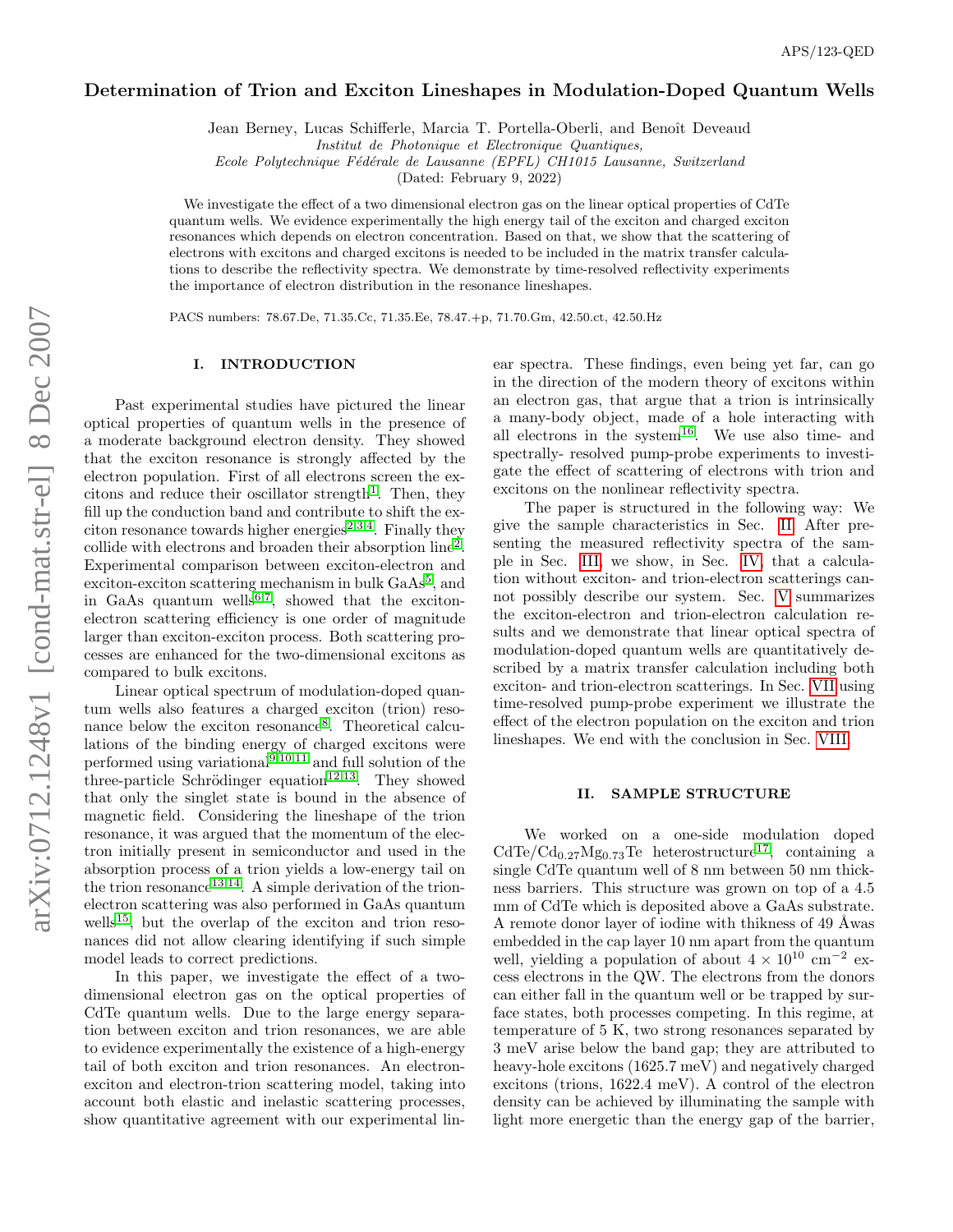# Determination of Trion and Exciton Lineshapes in Modulation-Doped Quantum Wells

Jean Berney, Lucas Schifferle, Marcia T. Portella-Oberli, and Benoît Deveaud

*Institut de Photonique et Electronique Quantiques,*
*Ecole Polytechnique Fédérale de Lausanne (EPFL) CH1015 Lausanne, Switzerland*

(Dated: February 9, 2022)

We investigate the effect of a two dimensional electron gas on the linear optical properties of CdTe quantum wells. We evidence experimentally the high energy tail of the exciton and charged exciton resonances which depends on electron concentration. Based on that, we show that the scattering of electrons with excitons and charged excitons is needed to be included in the matrix transfer calculations to describe the reflectivity spectra. We demonstrate by time-resolved reflectivity experiments the importance of electron distribution in the resonance lineshapes.

PACS numbers: 78.67.De, 71.35.Cc, 71.35.Ee, 78.47.+p, 71.70.Gm, 42.50.ct, 42.50.Hz

## I. INTRODUCTION

Past experimental studies have pictured the linear optical properties of quantum wells in the presence of a moderate background electron density. They showed that the exciton resonance is strongly affected by the electron population. First of all electrons screen the excitons and reduce their oscillator strength[1]. Then, they fill up the conduction band and contribute to shift the exciton resonance towards higher energies[2,3,4]. Finally they collide with electrons and broaden their absorption line[2]. Experimental comparison between exciton-electron and exciton-exciton scattering mechanism in bulk GaAs[5], and in GaAs quantum wells[6,7], showed that the exciton-electron scattering efficiency is one order of magnitude larger than exciton-exciton process. Both scattering processes are enhanced for the two-dimensional excitons as compared to bulk excitons.

Linear optical spectrum of modulation-doped quantum wells also features a charged exciton (trion) resonance below the exciton resonance[8]. Theoretical calculations of the binding energy of charged excitons were performed using variational[9,10,11] and full solution of the three-particle Schrödinger equation[12,13]. They showed that only the singlet state is bound in the absence of magnetic field. Considering the lineshape of the trion resonance, it was argued that the momentum of the electron initially present in semiconductor and used in the absorption process of a trion yields a low-energy tail on the trion resonance[13,14]. A simple derivation of the trion-electron scattering was also performed in GaAs quantum wells[15], but the overlap of the exciton and trion resonances did not allow clearing identifying if such simple model leads to correct predictions.

In this paper, we investigate the effect of a two-dimensional electron gas on the optical properties of CdTe quantum wells. Due to the large energy separation between exciton and trion resonances, we are able to evidence experimentally the existence of a high-energy tail of both exciton and trion resonances. An electron-exciton and electron-trion scattering model, taking into account both elastic and inelastic scattering processes, show quantitative agreement with our experimental linear spectra. These findings, even being yet far, can go in the direction of the modern theory of excitons within an electron gas, that argue that a trion is intrinsically a many-body object, made of a hole interacting with all electrons in the system[16]. We use also time- and spectrally- resolved pump-probe experiments to investigate the effect of scattering of electrons with trion and excitons on the nonlinear reflectivity spectra.

The paper is structured in the following way: We give the sample characteristics in Sec. II. After presenting the measured reflectivity spectra of the sample in Sec. III, we show, in Sec. IV, that a calculation without exciton- and trion-electron scatterings cannot possibly describe our system. Sec. V summarizes the exciton-electron and trion-electron calculation results and we demonstrate that linear optical spectra of modulation-doped quantum wells are quantitatively described by a matrix transfer calculation including both exciton- and trion-electron scatterings. In Sec. VII using time-resolved pump-probe experiment we illustrate the effect of the electron population on the exciton and trion lineshapes. We end with the conclusion in Sec. VIII.

## II. SAMPLE STRUCTURE

We worked on a one-side modulation doped $CdTe/Cd_{0.27}Mg_{0.73}Te$ heterostructure[17], containing a single CdTe quantum well of 8 nm between 50 nm thickness barriers. This structure was grown on top of a 4.5 mm of CdTe which is deposited above a GaAs substrate. A remote donor layer of iodine with thikness of 49 Åwas embedded in the cap layer 10 nm apart from the quantum well, yielding a population of about $4 \times 10^{10}$ cm$^{-2}$ excess electrons in the QW. The electrons from the donors can either fall in the quantum well or be trapped by surface states, both processes competing. In this regime, at temperature of 5 K, two strong resonances separated by 3 meV arise below the band gap; they are attributed to heavy-hole excitons (1625.7 meV) and negatively charged excitons (trions, 1622.4 meV). A control of the electron density can be achieved by illuminating the sample with light more energetic than the energy gap of the barrier,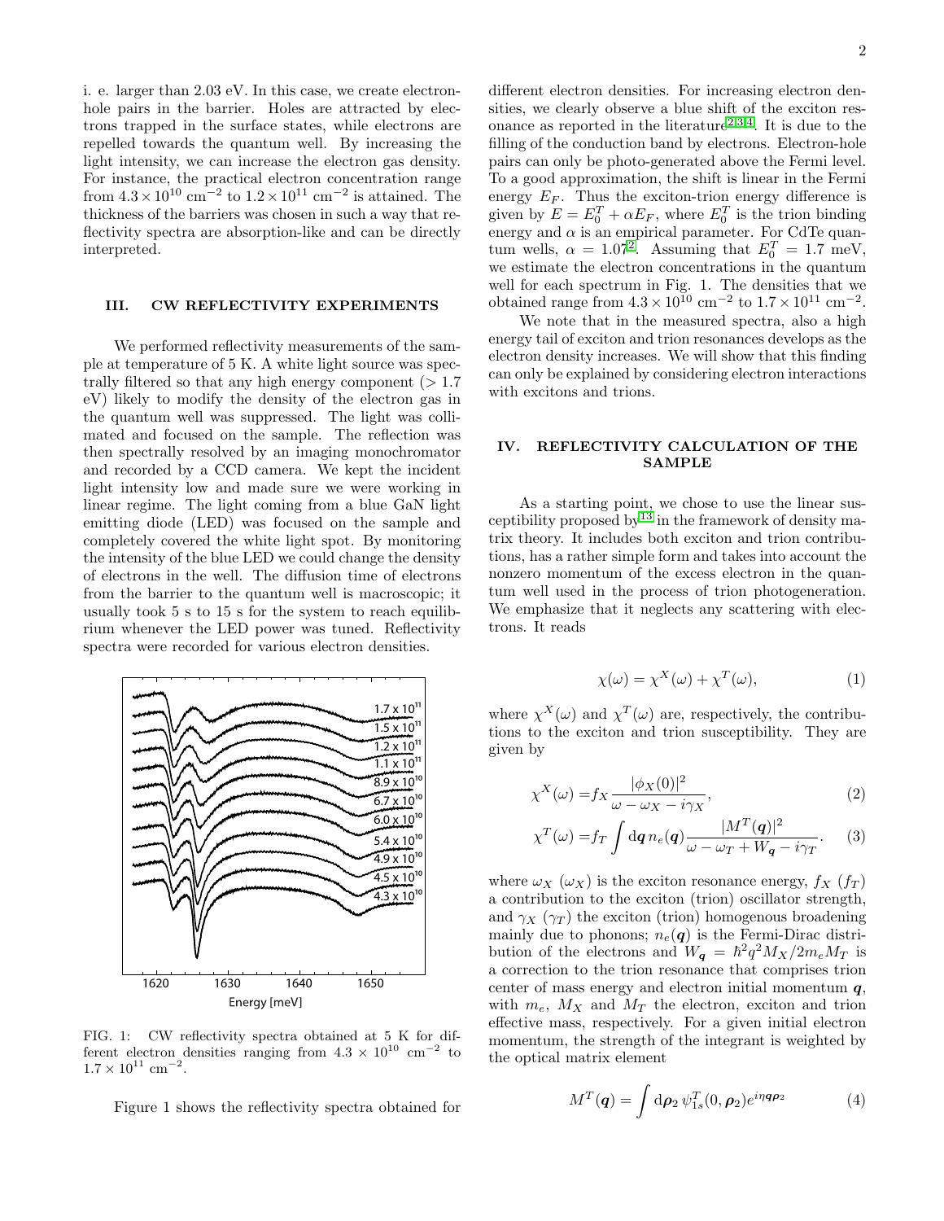i. e. larger than 2.03 eV. In this case, we create electron-hole pairs in the barrier. Holes are attracted by electrons trapped in the surface states, while electrons are repelled towards the quantum well. By increasing the light intensity, we can increase the electron gas density. For instance, the practical electron concentration range from $4.3\times10^{10}$ cm$^{-2}$ to $1.2\times10^{11}$ cm$^{-2}$ is attained. The thickness of the barriers was chosen in such a way that reflectivity spectra are absorption-like and can be directly interpreted.

## III. CW REFLECTIVITY EXPERIMENTS

We performed reflectivity measurements of the sample at temperature of 5 K. A white light source was spectrally filtered so that any high energy component ($> 1.7$ eV) likely to modify the density of the electron gas in the quantum well was suppressed. The light was collimated and focused on the sample. The reflection was then spectrally resolved by an imaging monochromator and recorded by a CCD camera. We kept the incident light intensity low and made sure we were working in linear regime. The light coming from a blue GaN light emitting diode (LED) was focused on the sample and completely covered the white light spot. By monitoring the intensity of the blue LED we could change the density of electrons in the well. The diffusion time of electrons from the barrier to the quantum well is macroscopic; it usually took 5 s to 15 s for the system to reach equilibrium whenever the LED power was tuned. Reflectivity spectra were recorded for various electron densities.

FIG. 1: CW reflectivity spectra obtained at 5 K for different electron densities ranging from $4.3\times10^{10}$ cm$^{-2}$ to $1.7\times10^{11}$ cm$^{-2}$.

Figure 1 shows the reflectivity spectra obtained for different electron densities. For increasing electron densities, we clearly observe a blue shift of the exciton resonance as reported in the literature[2,3,4]. It is due to the filling of the conduction band by electrons. Electron-hole pairs can only be photo-generated above the Fermi level. To a good approximation, the shift is linear in the Fermi energy $E_F$. Thus the exciton-trion energy difference is given by $E = E_0^T + \alpha E_F$, where $E_0^T$ is the trion binding energy and $\alpha$ is an empirical parameter. For CdTe quantum wells, $\alpha = 1.07$[2]. Assuming that $E_0^T = 1.7$ meV, we estimate the electron concentrations in the quantum well for each spectrum in Fig. 1. The densities that we obtained range from $4.3\times10^{10}$ cm$^{-2}$ to $1.7\times10^{11}$ cm$^{-2}$.

We note that in the measured spectra, also a high energy tail of exciton and trion resonances develops as the electron density increases. We will show that this finding can only be explained by considering electron interactions with excitons and trions.

## IV. REFLECTIVITY CALCULATION OF THE SAMPLE

As a starting point, we chose to use the linear susceptibility proposed by[13] in the framework of density matrix theory. It includes both exciton and trion contributions, has a rather simple form and takes into account the nonzero momentum of the excess electron in the quantum well used in the process of trion photogeneration. We emphasize that it neglects any scattering with electrons. It reads

$$\chi(\omega) = \chi^X(\omega) + \chi^T(\omega), \tag{1}$$

where $\chi^X(\omega)$ and $\chi^T(\omega)$ are, respectively, the contributions to the exciton and trion susceptibility. They are given by

$$\chi^X(\omega) = f_X \frac{|\phi_X(0)|^2}{\omega - \omega_X - i\gamma_X}, \tag{2}$$

$$\chi^T(\omega) = f_T \int \mathrm{d}\boldsymbol{q}\, n_e(\boldsymbol{q}) \frac{|M^T(\boldsymbol{q})|^2}{\omega - \omega_T + W_{\boldsymbol{q}} - i\gamma_T}. \tag{3}$$

where $\omega_X$ ($\omega_X$) is the exciton resonance energy, $f_X$ ($f_T$) a contribution to the exciton (trion) oscillator strength, and $\gamma_X$ ($\gamma_T$) the exciton (trion) homogenous broadening mainly due to phonons; $n_e(\boldsymbol{q})$ is the Fermi-Dirac distribution of the electrons and $W_{\boldsymbol{q}} = \hbar^2 q^2 M_X / 2 m_e M_T$ is a correction to the trion resonance that comprises trion center of mass energy and electron initial momentum $\boldsymbol{q}$, with $m_e$, $M_X$ and $M_T$ the electron, exciton and trion effective mass, respectively. For a given initial electron momentum, the strength of the integrant is weighted by the optical matrix element

$$M^T(\boldsymbol{q}) = \int \mathrm{d}\boldsymbol{\rho}_2\, \psi_{1s}^T(0, \boldsymbol{\rho}_2) e^{i\eta \boldsymbol{q}\boldsymbol{\rho}_2} \tag{4}$$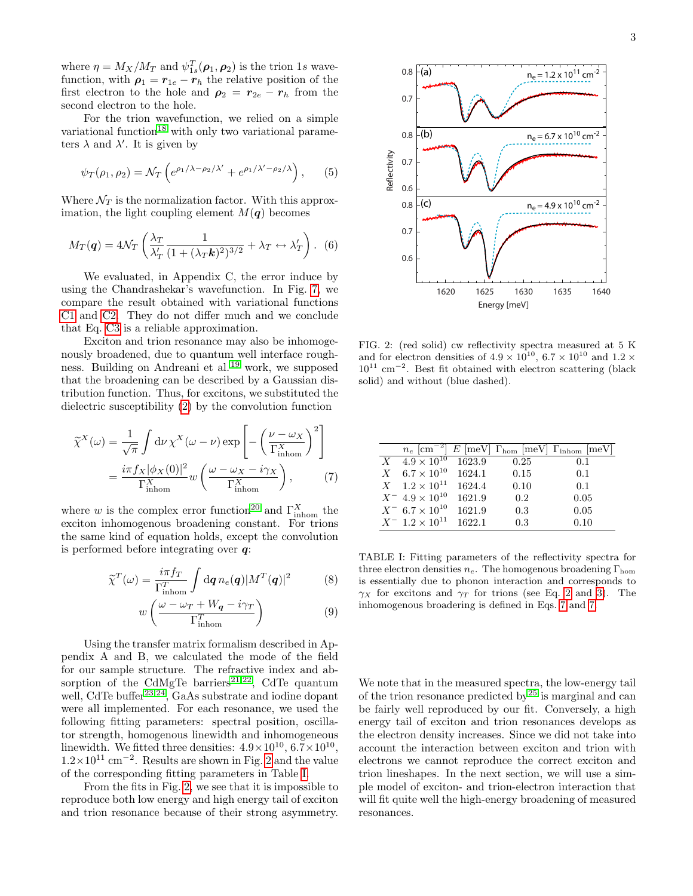where $\eta = M_X/M_T$ and $\psi^T_{1s}(\boldsymbol{\rho}_1, \boldsymbol{\rho}_2)$ is the trion $1s$ wavefunction, with $\boldsymbol{\rho}_1 = \boldsymbol{r}_{1e} - \boldsymbol{r}_h$ the relative position of the first electron to the hole and $\boldsymbol{\rho}_2 = \boldsymbol{r}_{2e} - \boldsymbol{r}_h$ from the second electron to the hole.

For the trion wavefunction, we relied on a simple variational function[18] with only two variational parameters $\lambda$ and $\lambda'$. It is given by

$$\psi_T(\rho_1, \rho_2) = \mathcal{N}_T \left( e^{\rho_1/\lambda - \rho_2/\lambda'} + e^{\rho_1/\lambda' - \rho_2/\lambda} \right), \qquad (5)$$

Where $\mathcal{N}_T$ is the normalization factor. With this approximation, the light coupling element $M(\boldsymbol{q})$ becomes

$$M_T(\boldsymbol{q}) = 4\mathcal{N}_T \left( \frac{\lambda_T}{\lambda'_T} \frac{1}{(1 + (\lambda_T \boldsymbol{k})^2)^{3/2}} + \lambda_T \leftrightarrow \lambda'_T \right). \quad (6)$$

We evaluated, in Appendix C, the error induce by using the Chandrashekar's wavefunction. In Fig. 7, we compare the result obtained with variational functions C1 and C2. They do not differ much and we conclude that Eq. C3 is a reliable approximation.

Exciton and trion resonance may also be inhomogeneously broadened, due to quantum well interface roughness. Building on Andreani et al.[19] work, we supposed that the broadening can be described by a Gaussian distribution function. Thus, for excitons, we substituted the dielectric susceptibility (2) by the convolution function

$$\begin{aligned}
\widetilde{\chi}^X(\omega) &= \frac{1}{\sqrt{\pi}} \int \mathrm{d}\nu \, \chi^X(\omega - \nu) \exp\left[ -\left( \frac{\nu - \omega_X}{\Gamma^X_{\mathrm{inhom}}} \right)^2 \right] \\
&= \frac{i\pi f_X |\phi_X(0)|^2}{\Gamma^X_{\mathrm{inhom}}} w \left( \frac{\omega - \omega_X - i\gamma_X}{\Gamma^X_{\mathrm{inhom}}} \right), \qquad (7)
\end{aligned}$$

where $w$ is the complex error function[20] and $\Gamma^X_{\mathrm{inhom}}$ the exciton inhomogeneous broadening constant. For trions the same kind of equation holds, except the convolution is performed before integrating over $\boldsymbol{q}$:

$$\widetilde{\chi}^T(\omega) = \frac{i\pi f_T}{\Gamma^T_{\mathrm{inhom}}} \int \mathrm{d}\boldsymbol{q} \, n_e(\boldsymbol{q}) |M^T(\boldsymbol{q})|^2 \qquad (8)$$

$$w \left( \frac{\omega - \omega_T + W_{\boldsymbol{q}} - i\gamma_T}{\Gamma^T_{\mathrm{inhom}}} \right) \qquad (9)$$

Using the transfer matrix formalism described in Appendix A and B, we calculated the mode of the field for our sample structure. The refractive index and absorption of the CdMgTe barriers[21,22], CdTe quantum well, CdTe buffer[23,24], GaAs substrate and iodine dopant were all implemented. For each resonance, we used the following fitting parameters: spectral position, oscillator strength, homogenous linewidth and inhomogeneous linewidth. We fitted three densities: $4.9\times10^{10}$, $6.7\times10^{10}$, $1.2\times10^{11}$ cm$^{-2}$. Results are shown in Fig. 2 and the value of the corresponding fitting parameters in Table I.

From the fits in Fig. 2, we see that it is impossible to reproduce both low energy and high energy tail of exciton and trion resonance because of their strong asymmetry.

FIG. 2: (red solid) cw reflectivity spectra measured at 5 K and for electron densities of $4.9 \times 10^{10}$, $6.7 \times 10^{10}$ and $1.2 \times 10^{11}$ cm$^{-2}$. Best fit obtained with electron scattering (black solid) and without (blue dashed).

| | $n_e$ [cm$^{-2}$] | $E$ [meV] | $\Gamma_{\mathrm{hom}}$ [meV] | $\Gamma_{\mathrm{inhom}}$ [meV] |
|---|---|---|---|---|
| $X$ | $4.9 \times 10^{10}$ | 1623.9 | 0.25 | 0.1 |
| $X$ | $6.7 \times 10^{10}$ | 1624.1 | 0.15 | 0.1 |
| $X$ | $1.2 \times 10^{11}$ | 1624.4 | 0.10 | 0.1 |
| $X^-$ | $4.9 \times 10^{10}$ | 1621.9 | 0.2 | 0.05 |
| $X^-$ | $6.7 \times 10^{10}$ | 1621.9 | 0.3 | 0.05 |
| $X^-$ | $1.2 \times 10^{11}$ | 1622.1 | 0.3 | 0.10 |

TABLE I: Fitting parameters of the reflectivity spectra for three electron densities $n_e$. The homogenous broadening $\Gamma_{\mathrm{hom}}$ is essentially due to phonon interaction and corresponds to $\gamma_X$ for excitons and $\gamma_T$ for trions (see Eq. 2 and 3). The inhomogenous broadering is defined in Eqs. 7 and 7.

We note that in the measured spectra, the low-energy tail of the trion resonance predicted by[25] is marginal and can be fairly well reproduced by our fit. Conversely, a high energy tail of exciton and trion resonances develops as the electron density increases. Since we did not take into account the interaction between exciton and trion with electrons we cannot reproduce the correct exciton and trion lineshapes. In the next section, we will use a simple model of exciton- and trion-electron interaction that will fit quite well the high-energy broadening of measured resonances.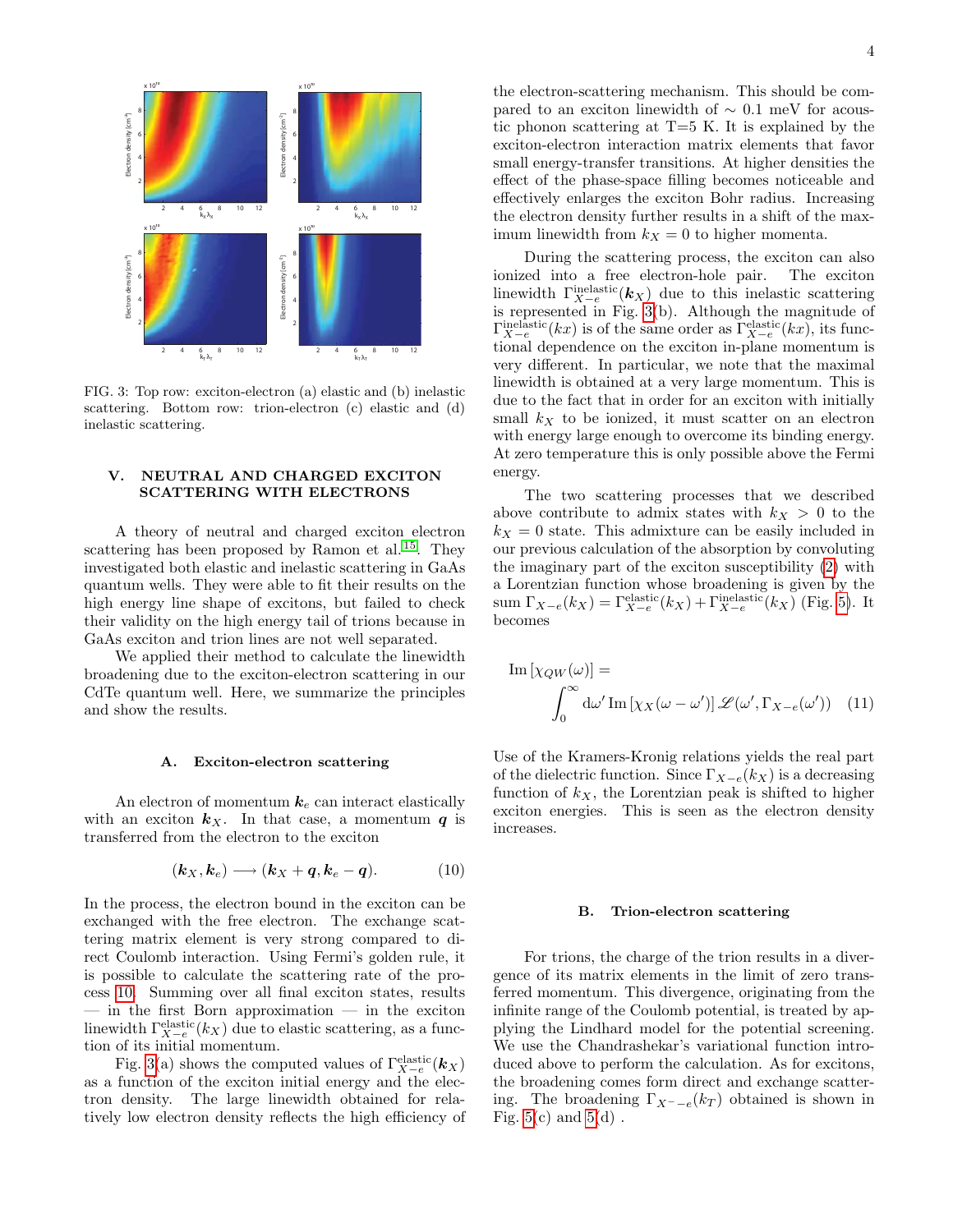x 10^10

Electron density [cm^-2]

8
6
4
2

2 4 6 8 10 12

$k_X \lambda_X$

x 10^10

Electron density [cm^-2]

8
6
4
2

2 4 6 8 10 12

$k_X \lambda_X$

x 10^10

Electron density [cm^-2]

8
6
4
2

2 4 6 8 10 12

$k_T \lambda_T$

x 10^10

Electron density [cm^-2]

8
6
4
2

2 4 6 8 10 12

$k_T \lambda_T$

FIG. 3: Top row: exciton-electron (a) elastic and (b) inelastic scattering. Bottom row: trion-electron (c) elastic and (d) inelastic scattering.

## V. NEUTRAL AND CHARGED EXCITON SCATTERING WITH ELECTRONS

A theory of neutral and charged exciton electron scattering has been proposed by Ramon et al.[15]. They investigated both elastic and inelastic scattering in GaAs quantum wells. They were able to fit their results on the high energy line shape of excitons, but failed to check their validity on the high energy tail of trions because in GaAs exciton and trion lines are not well separated.

We applied their method to calculate the linewidth broadening due to the exciton-electron scattering in our CdTe quantum well. Here, we summarize the principles and show the results.

### A. Exciton-electron scattering

An electron of momentum $\boldsymbol{k}_e$ can interact elastically with an exciton $\boldsymbol{k}_X$. In that case, a momentum $\boldsymbol{q}$ is transferred from the electron to the exciton

$$(\boldsymbol{k}_X, \boldsymbol{k}_e) \longrightarrow (\boldsymbol{k}_X + \boldsymbol{q}, \boldsymbol{k}_e - \boldsymbol{q}). \quad (10)$$

In the process, the electron bound in the exciton can be exchanged with the free electron. The exchange scattering matrix element is very strong compared to direct Coulomb interaction. Using Fermi's golden rule, it is possible to calculate the scattering rate of the process 10. Summing over all final exciton states, results — in the first Born approximation — in the exciton linewidth $\Gamma^{\text{elastic}}_{X-e}(k_X)$ due to elastic scattering, as a function of its initial momentum.

Fig. 3(a) shows the computed values of $\Gamma^{\text{elastic}}_{X-e}(\boldsymbol{k}_X)$ as a function of the exciton initial energy and the electron density. The large linewidth obtained for relatively low electron density reflects the high efficiency of the electron-scattering mechanism. This should be compared to an exciton linewidth of $\sim 0.1$ meV for acoustic phonon scattering at T=5 K. It is explained by the exciton-electron interaction matrix elements that favor small energy-transfer transitions. At higher densities the effect of the phase-space filling becomes noticeable and effectively enlarges the exciton Bohr radius. Increasing the electron density further results in a shift of the maximum linewidth from $k_X = 0$ to higher momenta.

During the scattering process, the exciton can also ionized into a free electron-hole pair. The exciton linewidth $\Gamma^{\text{inelastic}}_{X-e}(\boldsymbol{k}_X)$ due to this inelastic scattering is represented in Fig. 3(b). Although the magnitude of $\Gamma^{\text{inelastic}}_{X-e}(kx)$ is of the same order as $\Gamma^{\text{elastic}}_{X-e}(kx)$, its functional dependence on the exciton in-plane momentum is very different. In particular, we note that the maximal linewidth is obtained at a very large momentum. This is due to the fact that in order for an exciton with initially small $k_X$ to be ionized, it must scatter on an electron with energy large enough to overcome its binding energy. At zero temperature this is only possible above the Fermi energy.

The two scattering processes that we described above contribute to admix states with $k_X > 0$ to the $k_X = 0$ state. This admixture can be easily included in our previous calculation of the absorption by convoluting the imaginary part of the exciton susceptibility (2) with a Lorentzian function whose broadening is given by the sum $\Gamma_{X-e}(k_X) = \Gamma^{\text{elastic}}_{X-e}(k_X) + \Gamma^{\text{inelastic}}_{X-e}(k_X)$ (Fig. 5). It becomes

$$\text{Im}\left[\chi_{QW}(\omega)\right] = \int_0^\infty \mathrm{d}\omega' \, \text{Im}\left[\chi_X(\omega - \omega')\right] \mathscr{L}(\omega', \Gamma_{X-e}(\omega')) \quad (11)$$

Use of the Kramers-Kronig relations yields the real part of the dielectric function. Since $\Gamma_{X-e}(k_X)$ is a decreasing function of $k_X$, the Lorentzian peak is shifted to higher exciton energies. This is seen as the electron density increases.

### B. Trion-electron scattering

For trions, the charge of the trion results in a divergence of its matrix elements in the limit of zero transferred momentum. This divergence, originating from the infinite range of the Coulomb potential, is treated by applying the Lindhard model for the potential screening. We use the Chandrashekar's variational function introduced above to perform the calculation. As for excitons, the broadening comes form direct and exchange scattering. The broadening $\Gamma_{X^- - e}(k_T)$ obtained is shown in Fig. 5(c) and 5(d) .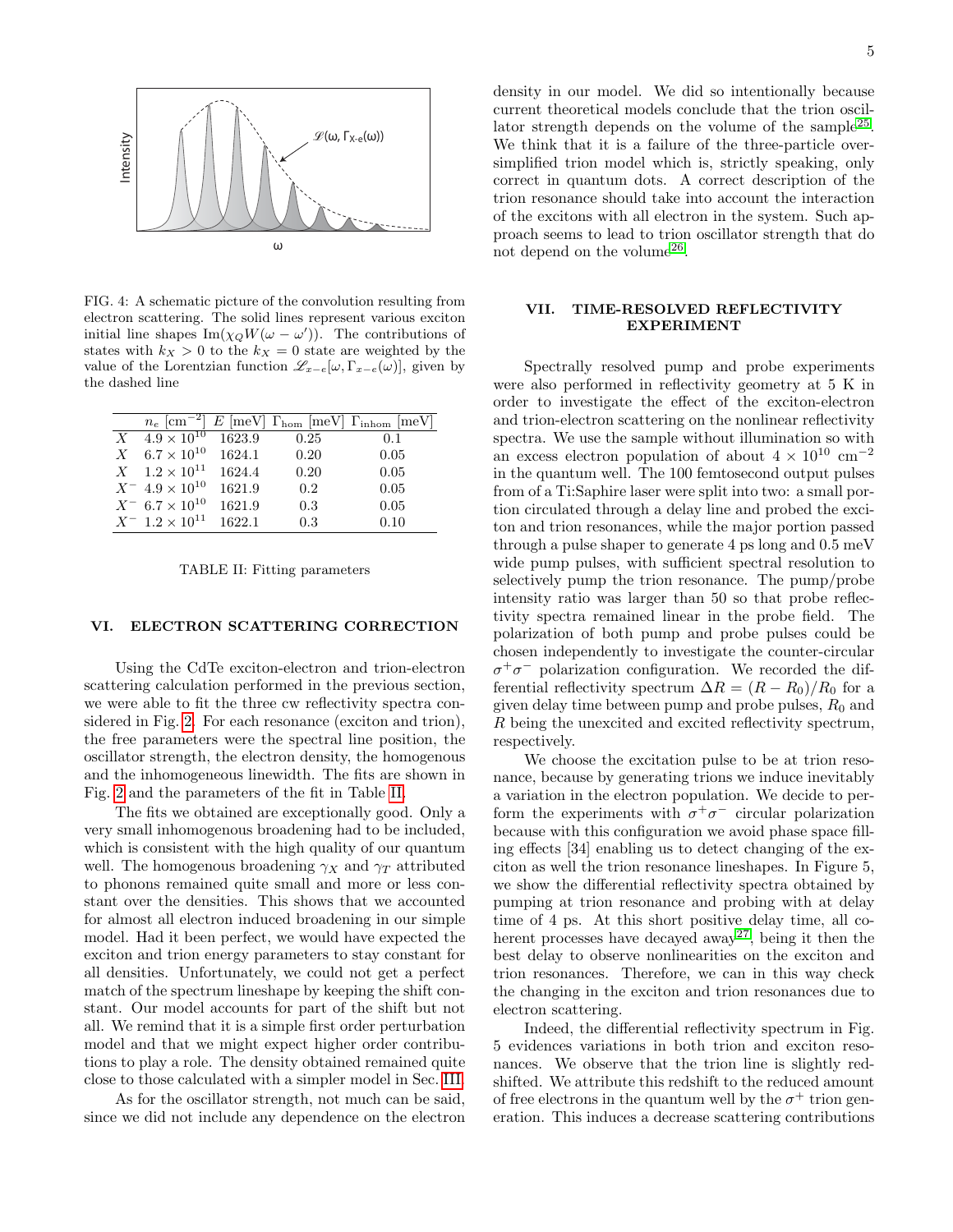Intensity

$\mathscr{L}(\omega, \Gamma_{X\text{-}e}(\omega))$

ω

FIG. 4: A schematic picture of the convolution resulting from electron scattering. The solid lines represent various exciton initial line shapes $\mathrm{Im}(\chi_Q W(\omega-\omega'))$. The contributions of states with $k_X > 0$ to the $k_X = 0$ state are weighted by the value of the Lorentzian function $\mathscr{L}_{x-e}[\omega, \Gamma_{x-e}(\omega)]$, given by the dashed line

| | $n_e$ [cm$^{-2}$] | $E$ [meV] | $\Gamma_{\rm hom}$ [meV] | $\Gamma_{\rm inhom}$ [meV] |
|---|---|---|---|---|
| $X$ | $4.9\times10^{10}$ | 1623.9 | 0.25 | 0.1 |
| $X$ | $6.7\times10^{10}$ | 1624.1 | 0.20 | 0.05 |
| $X$ | $1.2\times10^{11}$ | 1624.4 | 0.20 | 0.05 |
| $X^-$ | $4.9\times10^{10}$ | 1621.9 | 0.2 | 0.05 |
| $X^-$ | $6.7\times10^{10}$ | 1621.9 | 0.3 | 0.05 |
| $X^-$ | $1.2\times10^{11}$ | 1622.1 | 0.3 | 0.10 |

TABLE II: Fitting parameters

## VI. ELECTRON SCATTERING CORRECTION

Using the CdTe exciton-electron and trion-electron scattering calculation performed in the previous section, we were able to fit the three cw reflectivity spectra considered in Fig. 2. For each resonance (exciton and trion), the free parameters were the spectral line position, the oscillator strength, the electron density, the homogenous and the inhomogeneous linewidth. The fits are shown in Fig. 2 and the parameters of the fit in Table II.

The fits we obtained are exceptionally good. Only a very small inhomogenous broadening had to be included, which is consistent with the high quality of our quantum well. The homogenous broadening $\gamma_X$ and $\gamma_T$ attributed to phonons remained quite small and more or less constant over the densities. This shows that we accounted for almost all electron induced broadening in our simple model. Had it been perfect, we would have expected the exciton and trion energy parameters to stay constant for all densities. Unfortunately, we could not get a perfect match of the spectrum lineshape by keeping the shift constant. Our model accounts for part of the shift but not all. We remind that it is a simple first order perturbation model and that we might expect higher order contributions to play a role. The density obtained remained quite close to those calculated with a simpler model in Sec. III.

As for the oscillator strength, not much can be said, since we did not include any dependence on the electron density in our model. We did so intentionally because current theoretical models conclude that the trion oscillator strength depends on the volume of the sample[25]. We think that it is a failure of the three-particle oversimplified trion model which is, strictly speaking, only correct in quantum dots. A correct description of the trion resonance should take into account the interaction of the excitons with all electron in the system. Such approach seems to lead to trion oscillator strength that do not depend on the volume[26].

## VII. TIME-RESOLVED REFLECTIVITY EXPERIMENT

Spectrally resolved pump and probe experiments were also performed in reflectivity geometry at 5 K in order to investigate the effect of the exciton-electron and trion-electron scattering on the nonlinear reflectivity spectra. We use the sample without illumination so with an excess electron population of about $4\times10^{10}$ cm$^{-2}$ in the quantum well. The 100 femtosecond output pulses from of a Ti:Saphire laser were split into two: a small portion circulated through a delay line and probed the exciton and trion resonances, while the major portion passed through a pulse shaper to generate 4 ps long and 0.5 meV wide pump pulses, with sufficient spectral resolution to selectively pump the trion resonance. The pump/probe intensity ratio was larger than 50 so that probe reflectivity spectra remained linear in the probe field. The polarization of both pump and probe pulses could be chosen independently to investigate the counter-circular $\sigma^+\sigma^-$ polarization configuration. We recorded the differential reflectivity spectrum $\Delta R = (R - R_0)/R_0$ for a given delay time between pump and probe pulses, $R_0$ and $R$ being the unexcited and excited reflectivity spectrum, respectively.

We choose the excitation pulse to be at trion resonance, because by generating trions we induce inevitably a variation in the electron population. We decide to perform the experiments with $\sigma^+\sigma^-$ circular polarization because with this configuration we avoid phase space filling effects [34] enabling us to detect changing of the exciton as well the trion resonance lineshapes. In Figure 5, we show the differential reflectivity spectra obtained by pumping at trion resonance and probing with at delay time of 4 ps. At this short positive delay time, all coherent processes have decayed away[27], being it then the best delay to observe nonlinearities on the exciton and trion resonances. Therefore, we can in this way check the changing in the exciton and trion resonances due to electron scattering.

Indeed, the differential reflectivity spectrum in Fig. 5 evidences variations in both trion and exciton resonances. We observe that the trion line is slightly redshifted. We attribute this redshift to the reduced amount of free electrons in the quantum well by the $\sigma^+$ trion generation. This induces a decrease scattering contributions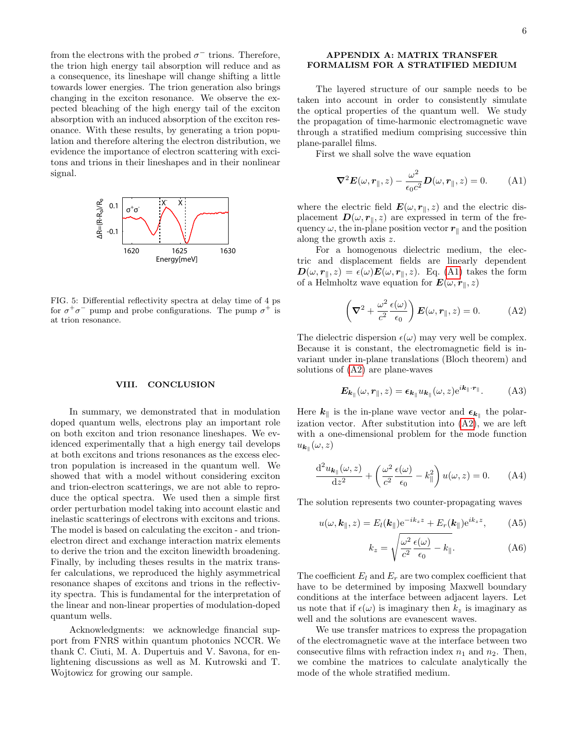from the electrons with the probed $\sigma^-$ trions. Therefore, the trion high energy tail absorption will reduce and as a consequence, its lineshape will change shifting a little towards lower energies. The trion generation also brings changing in the exciton resonance. We observe the expected bleaching of the high energy tail of the exciton absorption with an induced absorption of the exciton resonance. With these results, by generating a trion population and therefore altering the electron distribution, we evidence the importance of electron scattering with excitons and trions in their lineshapes and in their nonlinear signal.

ΔR=(R-R0)/R0
0.1
-0.1
σ+σ-
X-
X
1620
1625
1630
Energy[meV]

FIG. 5: Differential reflectivity spectra at delay time of 4 ps for $\sigma^+\sigma^-$ pump and probe configurations. The pump $\sigma^+$ is at trion resonance.

## VIII. CONCLUSION

In summary, we demonstrated that in modulation doped quantum wells, electrons play an important role on both exciton and trion resonance lineshapes. We evidenced experimentally that a high energy tail develops at both excitons and trions resonances as the excess electron population is increased in the quantum well. We showed that with a model without considering exciton and trion-electron scatterings, we are not able to reproduce the optical spectra. We used then a simple first order perturbation model taking into account elastic and inelastic scatterings of electrons with excitons and trions. The model is based on calculating the exciton - and trion-electron direct and exchange interaction matrix elements to derive the trion and the exciton linewidth broadening. Finally, by including theses results in the matrix transfer calculations, we reproduced the highly asymmetrical resonance shapes of excitons and trions in the reflectivity spectra. This is fundamental for the interpretation of the linear and non-linear properties of modulation-doped quantum wells.

Acknowledgments: we acknowledge financial support from FNRS within quantum photonics NCCR. We thank C. Ciuti, M. A. Dupertuis and V. Savona, for enlightening discussions as well as M. Kutrowski and T. Wojtowicz for growing our sample.

## APPENDIX A: MATRIX TRANSFER FORMALISM FOR A STRATIFIED MEDIUM

The layered structure of our sample needs to be taken into account in order to consistently simulate the optical properties of the quantum well. We study the propagation of time-harmonic electromagnetic wave through a stratified medium comprising successive thin plane-parallel films.

First we shall solve the wave equation

$$\boldsymbol{\nabla}^2 \boldsymbol{E}(\omega, \boldsymbol{r}_\parallel, z) - \frac{\omega^2}{\epsilon_0 c^2} \boldsymbol{D}(\omega, \boldsymbol{r}_\parallel, z) = 0. \tag{A1}$$

where the electric field $\boldsymbol{E}(\omega, \boldsymbol{r}_\parallel, z)$ and the electric displacement $\boldsymbol{D}(\omega, \boldsymbol{r}_\parallel, z)$ are expressed in term of the frequency $\omega$, the in-plane position vector $\boldsymbol{r}_\parallel$ and the position along the growth axis $z$.

For a homogenous dielectric medium, the electric and displacement fields are linearly dependent $\boldsymbol{D}(\omega, \boldsymbol{r}_\parallel, z) = \epsilon(\omega) \boldsymbol{E}(\omega, \boldsymbol{r}_\parallel, z)$. Eq. (A1) takes the form of a Helmholtz wave equation for $\boldsymbol{E}(\omega, \boldsymbol{r}_\parallel, z)$

$$\left( \boldsymbol{\nabla}^2 + \frac{\omega^2}{c^2} \frac{\epsilon(\omega)}{\epsilon_0} \right) \boldsymbol{E}(\omega, \boldsymbol{r}_\parallel, z) = 0. \tag{A2}$$

The dielectric dispersion $\epsilon(\omega)$ may very well be complex. Because it is constant, the electromagnetic field is invariant under in-plane translations (Bloch theorem) and solutions of (A2) are plane-waves

$$\boldsymbol{E}_{\boldsymbol{k}_\parallel}(\omega, \boldsymbol{r}_\parallel, z) = \boldsymbol{\epsilon}_{\boldsymbol{k}_\parallel} u_{\boldsymbol{k}_\parallel}(\omega, z) \mathrm{e}^{i \boldsymbol{k}_\parallel \cdot \boldsymbol{r}_\parallel}. \tag{A3}$$

Here $\boldsymbol{k}_\parallel$ is the in-plane wave vector and $\boldsymbol{\epsilon}_{\boldsymbol{k}_\parallel}$ the polarization vector. After substitution into (A2), we are left with a one-dimensional problem for the mode function $u_{\boldsymbol{k}_\parallel}(\omega, z)$

$$\frac{\mathrm{d}^2 u_{\boldsymbol{k}_\parallel}(\omega, z)}{\mathrm{d}z^2} + \left( \frac{\omega^2}{c^2} \frac{\epsilon(\omega)}{\epsilon_0} - k_\parallel^2 \right) u(\omega, z) = 0. \tag{A4}$$

The solution represents two counter-propagating waves

$$u(\omega, \boldsymbol{k}_\parallel, z) = E_l(\boldsymbol{k}_\parallel) \mathrm{e}^{-i k_z z} + E_r(\boldsymbol{k}_\parallel) \mathrm{e}^{i k_z z}, \tag{A5}$$

$$k_z = \sqrt{\frac{\omega^2}{c^2} \frac{\epsilon(\omega)}{\epsilon_0} - k_\parallel}. \tag{A6}$$

The coefficient $E_l$ and $E_r$ are two complex coefficient that have to be determined by imposing Maxwell boundary conditions at the interface between adjacent layers. Let us note that if $\epsilon(\omega)$ is imaginary then $k_z$ is imaginary as well and the solutions are evanescent waves.

We use transfer matrices to express the propagation of the electromagnetic wave at the interface between two consecutive films with refraction index $n_1$ and $n_2$. Then, we combine the matrices to calculate analytically the mode of the whole stratified medium.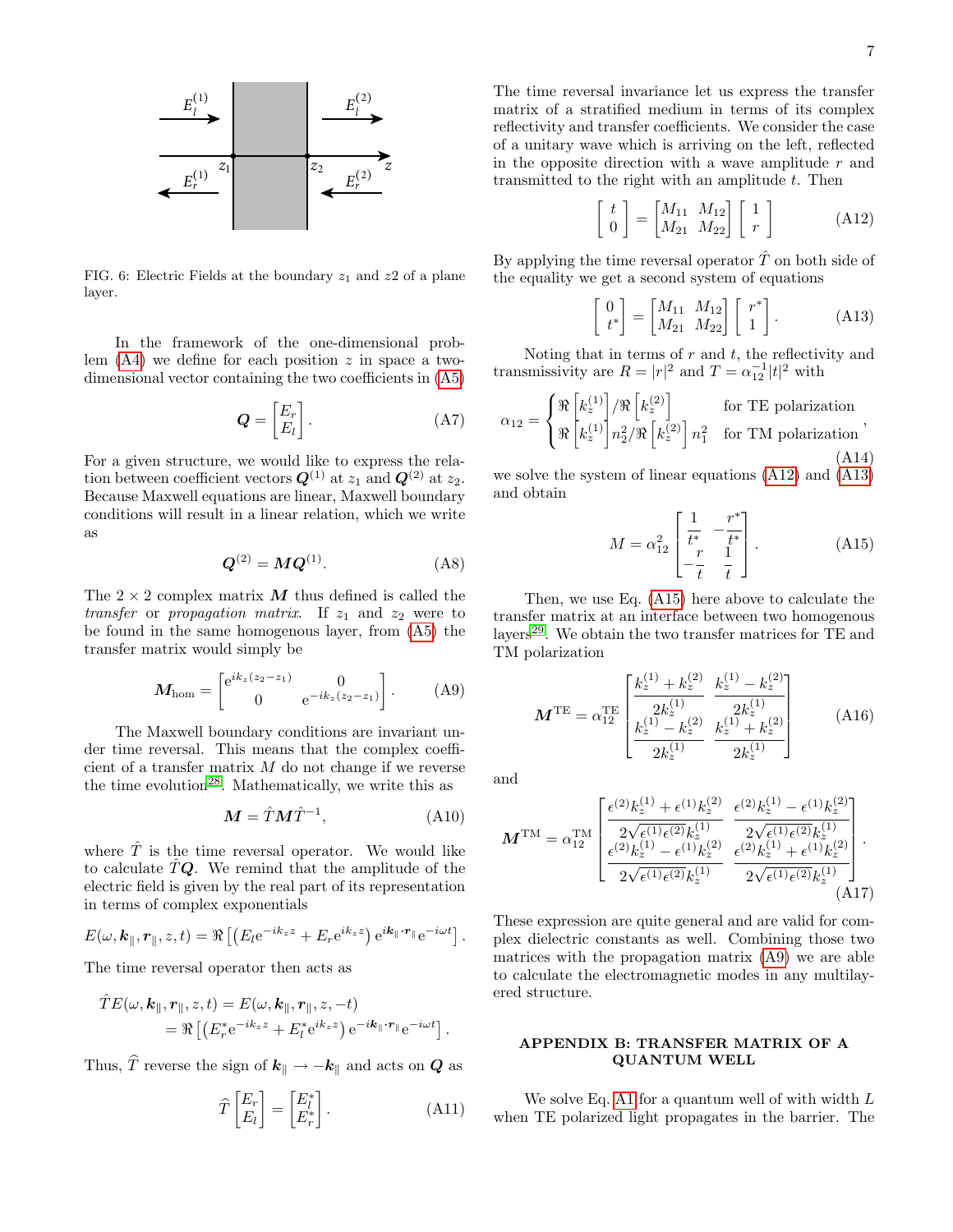$E_l^{(1)}$

$E_l^{(2)}$

$z_1$

$z_2$

$z$

$E_r^{(1)}$

$E_r^{(2)}$

FIG. 6: Electric Fields at the boundary $z_1$ and $z2$ of a plane layer.

In the framework of the one-dimensional problem (A4) we define for each position $z$ in space a two-dimensional vector containing the two coefficients in (A5)

$$\boldsymbol{Q} = \begin{bmatrix} E_r \\ E_l \end{bmatrix}. \tag{A7}$$

For a given structure, we would like to express the relation between coefficient vectors $\boldsymbol{Q}^{(1)}$ at $z_1$ and $\boldsymbol{Q}^{(2)}$ at $z_2$. Because Maxwell equations are linear, Maxwell boundary conditions will result in a linear relation, which we write as

$$\boldsymbol{Q}^{(2)} = \boldsymbol{M}\boldsymbol{Q}^{(1)}. \tag{A8}$$

The $2 \times 2$ complex matrix $\boldsymbol{M}$ thus defined is called the *transfer* or *propagation matrix*. If $z_1$ and $z_2$ were to be found in the same homogenous layer, from (A5) the transfer matrix would simply be

$$\boldsymbol{M}_{\text{hom}} = \begin{bmatrix} \mathrm{e}^{ik_z(z_2-z_1)} & 0 \\ 0 & \mathrm{e}^{-ik_z(z_2-z_1)} \end{bmatrix}. \tag{A9}$$

The Maxwell boundary conditions are invariant under time reversal. This means that the complex coefficient of a transfer matrix $M$ do not change if we reverse the time evolution[28]. Mathematically, we write this as

$$\boldsymbol{M} = \hat{T}\boldsymbol{M}\hat{T}^{-1}, \tag{A10}$$

where $\hat{T}$ is the time reversal operator. We would like to calculate $\hat{T}\boldsymbol{Q}$. We remind that the amplitude of the electric field is given by the real part of its representation in terms of complex exponentials

$$E(\omega, \boldsymbol{k}_\parallel, \boldsymbol{r}_\parallel, z, t) = \Re\left[\left(E_l \mathrm{e}^{-ik_z z} + E_r \mathrm{e}^{ik_z z}\right)\mathrm{e}^{i\boldsymbol{k}_\parallel\cdot\boldsymbol{r}_\parallel}\mathrm{e}^{-i\omega t}\right].$$

The time reversal operator then acts as

$$\begin{aligned}\hat{T}E(\omega, \boldsymbol{k}_\parallel, \boldsymbol{r}_\parallel, z, t) &= E(\omega, \boldsymbol{k}_\parallel, \boldsymbol{r}_\parallel, z, -t) \\ &= \Re\left[\left(E_r^* \mathrm{e}^{-ik_z z} + E_l^* \mathrm{e}^{ik_z z}\right)\mathrm{e}^{-i\boldsymbol{k}_\parallel\cdot\boldsymbol{r}_\parallel}\mathrm{e}^{-i\omega t}\right].\end{aligned}$$

Thus, $\widehat{T}$ reverse the sign of $\boldsymbol{k}_\parallel \rightarrow -\boldsymbol{k}_\parallel$ and acts on $\boldsymbol{Q}$ as

$$\widehat{T}\begin{bmatrix} E_r \\ E_l \end{bmatrix} = \begin{bmatrix} E_l^* \\ E_r^* \end{bmatrix}. \tag{A11}$$

The time reversal invariance let us express the transfer matrix of a stratified medium in terms of its complex reflectivity and transfer coefficients. We consider the case of a unitary wave which is arriving on the left, reflected in the opposite direction with a wave amplitude $r$ and transmitted to the right with an amplitude $t$. Then

$$\begin{bmatrix} t \\ 0 \end{bmatrix} = \begin{bmatrix} M_{11} & M_{12} \\ M_{21} & M_{22} \end{bmatrix} \begin{bmatrix} 1 \\ r \end{bmatrix} \tag{A12}$$

By applying the time reversal operator $\hat{T}$ on both side of the equality we get a second system of equations

$$\begin{bmatrix} 0 \\ t^* \end{bmatrix} = \begin{bmatrix} M_{11} & M_{12} \\ M_{21} & M_{22} \end{bmatrix} \begin{bmatrix} r^* \\ 1 \end{bmatrix}. \tag{A13}$$

Noting that in terms of $r$ and $t$, the reflectivity and transmissivity are $R = |r|^2$ and $T = \alpha_{12}^{-1}|t|^2$ with

$$\alpha_{12} = \begin{cases} \Re\left[k_z^{(1)}\right]/\Re\left[k_z^{(2)}\right] & \text{for TE polarization} \\ \Re\left[k_z^{(1)}\right]n_2^2/\Re\left[k_z^{(2)}\right]n_1^2 & \text{for TM polarization} \end{cases}, \tag{A14}$$

we solve the system of linear equations (A12) and (A13) and obtain

$$M = \alpha_{12}^2 \begin{bmatrix} \dfrac{1}{t^*} & -\dfrac{r^*}{t^*} \\ -\dfrac{r}{t} & \dfrac{1}{t} \end{bmatrix}. \tag{A15}$$

Then, we use Eq. (A15) here above to calculate the transfer matrix at an interface between two homogenous layers[29]. We obtain the two transfer matrices for TE and TM polarization

$$\boldsymbol{M}^{\text{TE}} = \alpha_{12}^{\text{TE}} \begin{bmatrix} \dfrac{k_z^{(1)} + k_z^{(2)}}{2k_z^{(1)}} & \dfrac{k_z^{(1)} - k_z^{(2)}}{2k_z^{(1)}} \\ \dfrac{k_z^{(1)} - k_z^{(2)}}{2k_z^{(1)}} & \dfrac{k_z^{(1)} + k_z^{(2)}}{2k_z^{(1)}} \end{bmatrix} \tag{A16}$$

and

$$\boldsymbol{M}^{\text{TM}} = \alpha_{12}^{\text{TM}} \begin{bmatrix} \dfrac{\epsilon^{(2)}k_z^{(1)} + \epsilon^{(1)}k_z^{(2)}}{2\sqrt{\epsilon^{(1)}\epsilon^{(2)}}k_z^{(1)}} & \dfrac{\epsilon^{(2)}k_z^{(1)} - \epsilon^{(1)}k_z^{(2)}}{2\sqrt{\epsilon^{(1)}\epsilon^{(2)}}k_z^{(1)}} \\ \dfrac{\epsilon^{(2)}k_z^{(1)} - \epsilon^{(1)}k_z^{(2)}}{2\sqrt{\epsilon^{(1)}\epsilon^{(2)}}k_z^{(1)}} & \dfrac{\epsilon^{(2)}k_z^{(1)} + \epsilon^{(1)}k_z^{(2)}}{2\sqrt{\epsilon^{(1)}\epsilon^{(2)}}k_z^{(1)}} \end{bmatrix}. \tag{A17}$$

These expression are quite general and are valid for complex dielectric constants as well. Combining those two matrices with the propagation matrix (A9) we are able to calculate the electromagnetic modes in any multilayered structure.

## APPENDIX B: TRANSFER MATRIX OF A QUANTUM WELL

We solve Eq. A1 for a quantum well of with width $L$ when TE polarized light propagates in the barrier. The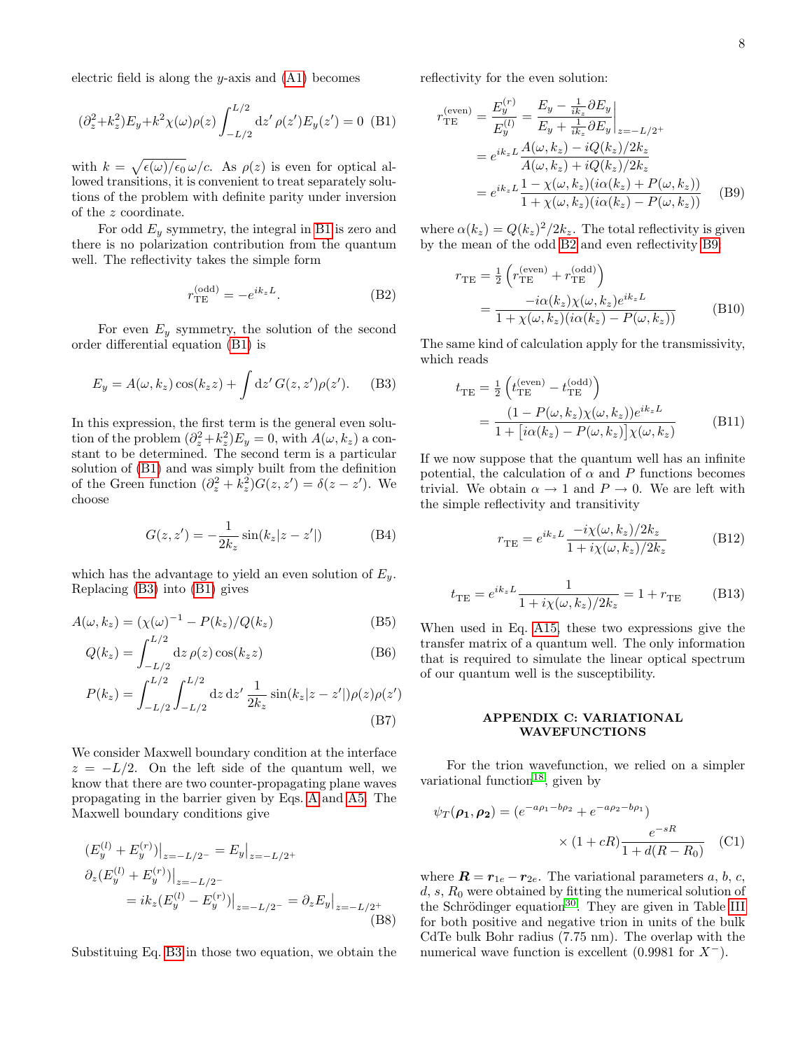electric field is along the $y$-axis and (A1) becomes

$$(\partial_z^2+k_z^2)E_y+k^2\chi(\omega)\rho(z)\int_{-L/2}^{L/2}\mathrm{d}z'\,\rho(z')E_y(z')=0 \quad \text{(B1)}$$

with $k=\sqrt{\epsilon(\omega)/\epsilon_0}\,\omega/c$. As $\rho(z)$ is even for optical allowed transitions, it is convenient to treat separately solutions of the problem with definite parity under inversion of the $z$ coordinate.

For odd $E_y$ symmetry, the integral in B1 is zero and there is no polarization contribution from the quantum well. The reflectivity takes the simple form

$$r_{\mathrm{TE}}^{(\mathrm{odd})}=-e^{ik_zL}. \quad \text{(B2)}$$

For even $E_y$ symmetry, the solution of the second order differential equation (B1) is

$$E_y=A(\omega,k_z)\cos(k_zz)+\int\mathrm{d}z'\,G(z,z')\rho(z'). \quad \text{(B3)}$$

In this expression, the first term is the general even solution of the problem $(\partial_z^2+k_z^2)E_y=0$, with $A(\omega,k_z)$ a constant to be determined. The second term is a particular solution of (B1) and was simply built from the definition of the Green function $(\partial_z^2+k_z^2)G(z,z')=\delta(z-z')$. We choose

$$G(z,z')=-\frac{1}{2k_z}\sin(k_z|z-z'|) \quad \text{(B4)}$$

which has the advantage to yield an even solution of $E_y$. Replacing (B3) into (B1) gives

$$A(\omega,k_z)=(\chi(\omega))^{-1}-P(k_z)/Q(k_z) \quad \text{(B5)}$$

$$Q(k_z)=\int_{-L/2}^{L/2}\mathrm{d}z\,\rho(z)\cos(k_zz) \quad \text{(B6)}$$

$$P(k_z)=\int_{-L/2}^{L/2}\int_{-L/2}^{L/2}\mathrm{d}z\,\mathrm{d}z'\,\frac{1}{2k_z}\sin(k_z|z-z'|)\rho(z)\rho(z') \quad \text{(B7)}$$

We consider Maxwell boundary condition at the interface $z=-L/2$. On the left side of the quantum well, we know that there are two counter-propagating plane waves propagating in the barrier given by Eqs. A and A5. The Maxwell boundary conditions give

$$\begin{aligned}
&(E_y^{(l)}+E_y^{(r)})\big|_{z=-L/2^-}=E_y\big|_{z=-L/2^+}\\
&\partial_z(E_y^{(l)}+E_y^{(r)})\big|_{z=-L/2^-}\\
&\qquad=ik_z(E_y^{(l)}-E_y^{(r)})\big|_{z=-L/2^-}=\partial_zE_y\big|_{z=-L/2^+}
\end{aligned} \quad \text{(B8)}$$

Substituing Eq. B3 in those two equation, we obtain the reflectivity for the even solution:

$$\begin{aligned}
r_{\mathrm{TE}}^{(\mathrm{even})}&=\frac{E_y^{(r)}}{E_y^{(l)}}=\frac{E_y-\frac{1}{ik_z}\partial E_y}{E_y+\frac{1}{ik_z}\partial E_y}\bigg|_{z=-L/2^+}\\
&=e^{ik_zL}\frac{A(\omega,k_z)-iQ(k_z)/2k_z}{A(\omega,k_z)+iQ(k_z)/2k_z}\\
&=e^{ik_zL}\frac{1-\chi(\omega,k_z)(i\alpha(k_z)+P(\omega,k_z))}{1+\chi(\omega,k_z)(i\alpha(k_z)-P(\omega,k_z))}
\end{aligned} \quad \text{(B9)}$$

where $\alpha(k_z)=Q(k_z)^2/2k_z$. The total reflectivity is given by the mean of the odd B2 and even reflectivity B9:

$$\begin{aligned}
r_{\mathrm{TE}}&=\tfrac{1}{2}\left(r_{\mathrm{TE}}^{(\mathrm{even})}+r_{\mathrm{TE}}^{(\mathrm{odd})}\right)\\
&=\frac{-i\alpha(k_z)\chi(\omega,k_z)e^{ik_zL}}{1+\chi(\omega,k_z)(i\alpha(k_z)-P(\omega,k_z))}
\end{aligned} \quad \text{(B10)}$$

The same kind of calculation apply for the transmissivity, which reads

$$\begin{aligned}
t_{\mathrm{TE}}&=\tfrac{1}{2}\left(t_{\mathrm{TE}}^{(\mathrm{even})}-t_{\mathrm{TE}}^{(\mathrm{odd})}\right)\\
&=\frac{(1-P(\omega,k_z)\chi(\omega,k_z))e^{ik_zL}}{1+\left[i\alpha(k_z)-P(\omega,k_z)\right]\chi(\omega,k_z)}
\end{aligned} \quad \text{(B11)}$$

If we now suppose that the quantum well has an infinite potential, the calculation of $\alpha$ and $P$ functions becomes trivial. We obtain $\alpha\to1$ and $P\to0$. We are left with the simple reflectivity and transitivity

$$r_{\mathrm{TE}}=e^{ik_zL}\frac{-i\chi(\omega,k_z)/2k_z}{1+i\chi(\omega,k_z)/2k_z} \quad \text{(B12)}$$

$$t_{\mathrm{TE}}=e^{ik_zL}\frac{1}{1+i\chi(\omega,k_z)/2k_z}=1+r_{\mathrm{TE}} \quad \text{(B13)}$$

When used in Eq. A15, these two expressions give the transfer matrix of a quantum well. The only information that is required to simulate the linear optical spectrum of our quantum well is the susceptibility.

## APPENDIX C: VARIATIONAL WAVEFUNCTIONS

For the trion wavefunction, we relied on a simpler variational function[18], given by

$$\begin{aligned}
\psi_T(\boldsymbol{\rho_1},\boldsymbol{\rho_2})=&\,(e^{-a\rho_1-b\rho_2}+e^{-a\rho_2-b\rho_1})\\
&\times(1+cR)\frac{e^{-sR}}{1+d(R-R_0)}
\end{aligned} \quad \text{(C1)}$$

where $\boldsymbol{R}=\boldsymbol{r}_{1e}-\boldsymbol{r}_{2e}$. The variational parameters $a$, $b$, $c$, $d$, $s$, $R_0$ were obtained by fitting the numerical solution of the Schrödinger equation[30]. They are given in Table III for both positive and negative trion in units of the bulk CdTe bulk Bohr radius (7.75 nm). The overlap with the numerical wave function is excellent (0.9981 for $X^-$).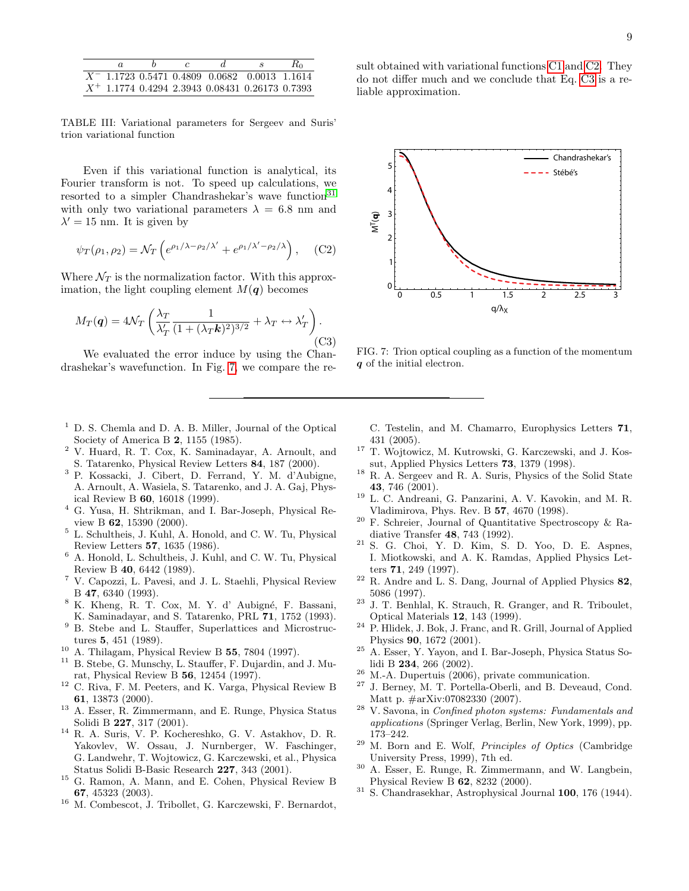| | $a$ | $b$ | $c$ | $d$ | $s$ | $R_0$ |
|---|---|---|---|---|---|---|
| $X^-$ | 1.1723 | 0.5471 | 0.4809 | 0.0682 | 0.0013 | 1.1614 |
| $X^+$ | 1.1774 | 0.4294 | 2.3943 | 0.08431 | 0.26173 | 0.7393 |

TABLE III: Variational parameters for Sergeev and Suris' trion variational function

Even if this variational function is analytical, its Fourier transform is not. To speed up calculations, we resorted to a simpler Chandrashekar's wave function[31] with only two variational parameters $\lambda = 6.8$ nm and $\lambda' = 15$ nm. It is given by

$$\psi_T(\rho_1, \rho_2) = \mathcal{N}_T \left( e^{\rho_1/\lambda - \rho_2/\lambda'} + e^{\rho_1/\lambda' - \rho_2/\lambda} \right), \quad \text{(C2)}$$

Where $\mathcal{N}_T$ is the normalization factor. With this approximation, the light coupling element $M(\boldsymbol{q})$ becomes

$$M_T(\boldsymbol{q}) = 4\mathcal{N}_T \left( \frac{\lambda_T}{\lambda'_T} \frac{1}{(1 + (\lambda_T \boldsymbol{k})^2)^{3/2}} + \lambda_T \leftrightarrow \lambda'_T \right). \quad \text{(C3)}$$

We evaluated the error induce by using the Chandrashekar's wavefunction. In Fig. 7, we compare the result obtained with variational functions C1 and C2. They do not differ much and we conclude that Eq. C3 is a reliable approximation.

Chandrashekar's
Stébé's
$M^T(\mathbf{q})$
$q/\lambda_X$
0 1 2 3 4 5
0 0.5 1 1.5 2 2.5 3

FIG. 7: Trion optical coupling as a function of the momentum $\boldsymbol{q}$ of the initial electron.

---

1. D. S. Chemla and D. A. B. Miller, Journal of the Optical Society of America B **2**, 1155 (1985).
2. V. Huard, R. T. Cox, K. Saminadayar, A. Arnoult, and S. Tatarenko, Physical Review Letters **84**, 187 (2000).
3. P. Kossacki, J. Cibert, D. Ferrand, Y. M. d'Aubigne, A. Arnoult, A. Wasiela, S. Tatarenko, and J. A. Gaj, Physical Review B **60**, 16018 (1999).
4. G. Yusa, H. Shtrikman, and I. Bar-Joseph, Physical Review B **62**, 15390 (2000).
5. L. Schultheis, J. Kuhl, A. Honold, and C. W. Tu, Physical Review Letters **57**, 1635 (1986).
6. A. Honold, L. Schultheis, J. Kuhl, and C. W. Tu, Physical Review B **40**, 6442 (1989).
7. V. Capozzi, L. Pavesi, and J. L. Staehli, Physical Review B **47**, 6340 (1993).
8. K. Kheng, R. T. Cox, M. Y. d' Aubigné, F. Bassani, K. Saminadayar, and S. Tatarenko, PRL **71**, 1752 (1993).
9. B. Stebe and L. Stauffer, Superlattices and Microstructures **5**, 451 (1989).
10. A. Thilagam, Physical Review B **55**, 7804 (1997).
11. B. Stebe, G. Munschy, L. Stauffer, F. Dujardin, and J. Murat, Physical Review B **56**, 12454 (1997).
12. C. Riva, F. M. Peeters, and K. Varga, Physical Review B **61**, 13873 (2000).
13. A. Esser, R. Zimmermann, and E. Runge, Physica Status Solidi B **227**, 317 (2001).
14. R. A. Suris, V. P. Kochereshko, G. V. Astakhov, D. R. Yakovlev, W. Ossau, J. Nurnberger, W. Faschinger, G. Landwehr, T. Wojtowicz, G. Karczewski, et al., Physica Status Solidi B-Basic Research **227**, 343 (2001).
15. G. Ramon, A. Mann, and E. Cohen, Physical Review B **67**, 45323 (2003).
16. M. Combescot, J. Tribollet, G. Karczewski, F. Bernardot, C. Testelin, and M. Chamarro, Europhysics Letters **71**, 431 (2005).
17. T. Wojtowicz, M. Kutrowski, G. Karczewski, and J. Kossut, Applied Physics Letters **73**, 1379 (1998).
18. R. A. Sergeev and R. A. Suris, Physics of the Solid State **43**, 746 (2001).
19. L. C. Andreani, G. Panzarini, A. V. Kavokin, and M. R. Vladimirova, Phys. Rev. B **57**, 4670 (1998).
20. F. Schreier, Journal of Quantitative Spectroscopy & Radiative Transfer **48**, 743 (1992).
21. S. G. Choi, Y. D. Kim, S. D. Yoo, D. E. Aspnes, I. Miotkowski, and A. K. Ramdas, Applied Physics Letters **71**, 249 (1997).
22. R. Andre and L. S. Dang, Journal of Applied Physics **82**, 5086 (1997).
23. J. T. Benhlal, K. Strauch, R. Granger, and R. Triboulet, Optical Materials **12**, 143 (1999).
24. P. Hlidek, J. Bok, J. Franc, and R. Grill, Journal of Applied Physics **90**, 1672 (2001).
25. A. Esser, Y. Yayon, and I. Bar-Joseph, Physica Status Solidi B **234**, 266 (2002).
26. M.-A. Dupertuis (2006), private communication.
27. J. Berney, M. T. Portella-Oberli, and B. Deveaud, Cond. Matt p. #arXiv:07082330 (2007).
28. V. Savona, in *Confined photon systems: Fundamentals and applications* (Springer Verlag, Berlin, New York, 1999), pp. 173–242.
29. M. Born and E. Wolf, *Principles of Optics* (Cambridge University Press, 1999), 7th ed.
30. A. Esser, E. Runge, R. Zimmermann, and W. Langbein, Physical Review B **62**, 8232 (2000).
31. S. Chandrasekhar, Astrophysical Journal **100**, 176 (1944).